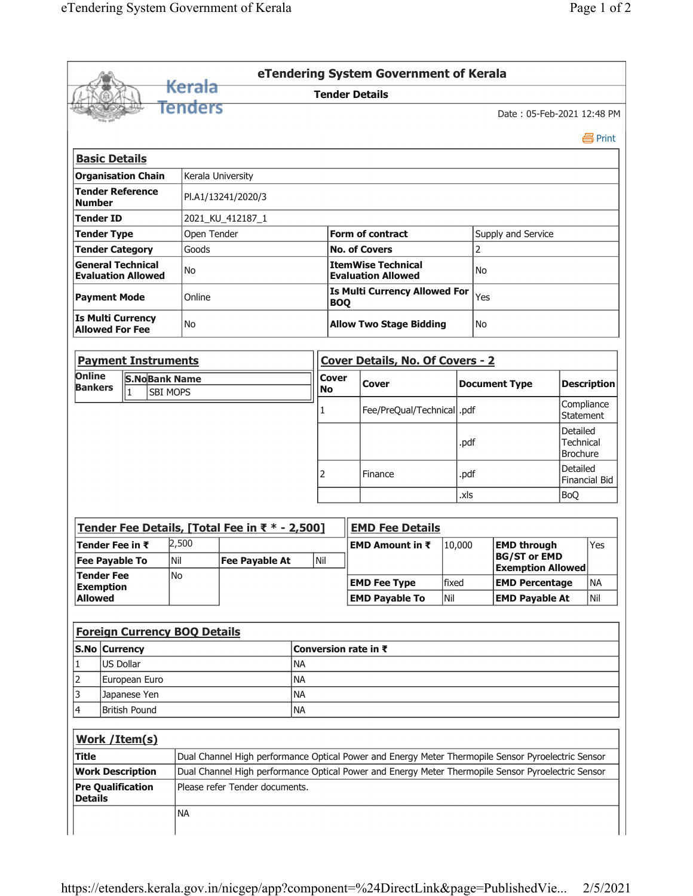# eTendering System Government of Kerala

## Tender Details

Date : 05-Feb-2021 12:48 PM

Print

### Basic Details

| | | | |
|---|---|---|---|
| **Organisation Chain** | Kerala University | | |
| **Tender Reference Number** | Pl.A1/13241/2020/3 | | |
| **Tender ID** | 2021_KU_412187_1 | | |
| **Tender Type** | Open Tender | **Form of contract** | Supply and Service |
| **Tender Category** | Goods | **No. of Covers** | 2 |
| **General Technical Evaluation Allowed** | No | **ItemWise Technical Evaluation Allowed** | No |
| **Payment Mode** | Online | **Is Multi Currency Allowed For BOQ** | Yes |
| **Is Multi Currency Allowed For Fee** | No | **Allow Two Stage Bidding** | No |

### Payment Instruments

| **Online Bankers** | **S.No** | **Bank Name** |
|---|---|---|
| | 1 | SBI MOPS |

### Cover Details, No. Of Covers - 2

| **Cover No** | **Cover** | **Document Type** | **Description** |
|---|---|---|---|
| 1 | Fee/PreQual/Technical | .pdf | Compliance Statement |
| | | .pdf | Detailed Technical Brochure |
| 2 | Finance | .pdf | Detailed Financial Bid |
| | | .xls | BoQ |

### Tender Fee Details, [Total Fee in ₹ * - 2,500]

| | | | |
|---|---|---|---|
| **Tender Fee in ₹** | 2,500 | | |
| **Fee Payable To** | Nil | **Fee Payable At** | Nil |
| **Tender Fee Exemption Allowed** | No | | |

### EMD Fee Details

| | | | |
|---|---|---|---|
| **EMD Amount in ₹** | 10,000 | **EMD through BG/ST or EMD Exemption Allowed** | Yes |
| **EMD Fee Type** | fixed | **EMD Percentage** | NA |
| **EMD Payable To** | Nil | **EMD Payable At** | Nil |

### Foreign Currency BOQ Details

| **S.No** | **Currency** | **Conversion rate in ₹** |
|---|---|---|
| 1 | US Dollar | NA |
| 2 | European Euro | NA |
| 3 | Japanese Yen | NA |
| 4 | British Pound | NA |

### Work /Item(s)

| | |
|---|---|
| **Title** | Dual Channel High performance Optical Power and Energy Meter Thermopile Sensor Pyroelectric Sensor |
| **Work Description** | Dual Channel High performance Optical Power and Energy Meter Thermopile Sensor Pyroelectric Sensor |
| **Pre Qualification Details** | Please refer Tender documents. |
| | NA |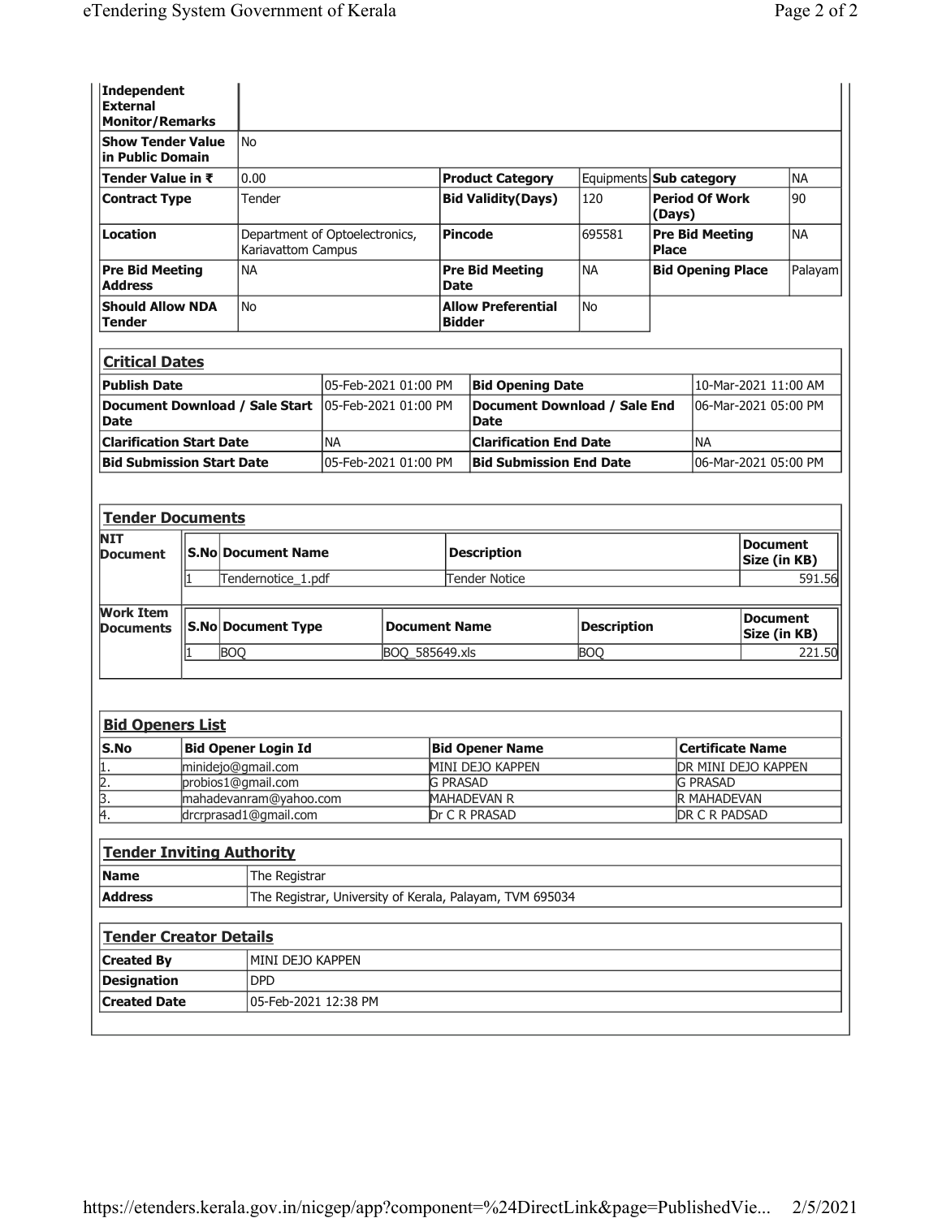| | | | | | | | |
|---|---|---|---|---|---|---|---|
| **Independent External Monitor/Remarks** | | | | | | | |
| **Show Tender Value in Public Domain** | No | | | | | | |
| **Tender Value in ₹** | 0.00 | **Product Category** | Equipments | **Sub category** | NA | | |
| **Contract Type** | Tender | **Bid Validity(Days)** | 120 | **Period Of Work (Days)** | 90 | | |
| **Location** | Department of Optoelectronics, Kariavattom Campus | **Pincode** | 695581 | **Pre Bid Meeting Place** | NA | | |
| **Pre Bid Meeting Address** | NA | **Pre Bid Meeting Date** | NA | **Bid Opening Place** | Palayam | | |
| **Should Allow NDA Tender** | No | **Allow Preferential Bidder** | No | | | | |

## Critical Dates

| | | | |
|---|---|---|---|
| **Publish Date** | 05-Feb-2021 01:00 PM | **Bid Opening Date** | 10-Mar-2021 11:00 AM |
| **Document Download / Sale Start Date** | 05-Feb-2021 01:00 PM | **Document Download / Sale End Date** | 06-Mar-2021 05:00 PM |
| **Clarification Start Date** | NA | **Clarification End Date** | NA |
| **Bid Submission Start Date** | 05-Feb-2021 01:00 PM | **Bid Submission End Date** | 06-Mar-2021 05:00 PM |

## Tender Documents

**NIT Document**

| S.No | Document Name | Description | Document Size (in KB) |
|---|---|---|---|
| 1 | Tendernotice_1.pdf | Tender Notice | 591.56 |

**Work Item Documents**

| S.No | Document Type | Document Name | Description | Document Size (in KB) |
|---|---|---|---|---|
| 1 | BOQ | BOQ_585649.xls | BOQ | 221.50 |

## Bid Openers List

| S.No | Bid Opener Login Id | Bid Opener Name | Certificate Name |
|---|---|---|---|
| 1. | minidejo@gmail.com | MINI DEJO KAPPEN | DR MINI DEJO KAPPEN |
| 2. | probios1@gmail.com | G PRASAD | G PRASAD |
| 3. | mahadevanram@yahoo.com | MAHADEVAN R | R MAHADEVAN |
| 4. | drcrprasad1@gmail.com | Dr C R PRASAD | DR C R PADSAD |

## Tender Inviting Authority

| | |
|---|---|
| **Name** | The Registrar |
| **Address** | The Registrar, University of Kerala, Palayam, TVM 695034 |

## Tender Creator Details

| | |
|---|---|
| **Created By** | MINI DEJO KAPPEN |
| **Designation** | DPD |
| **Created Date** | 05-Feb-2021 12:38 PM |